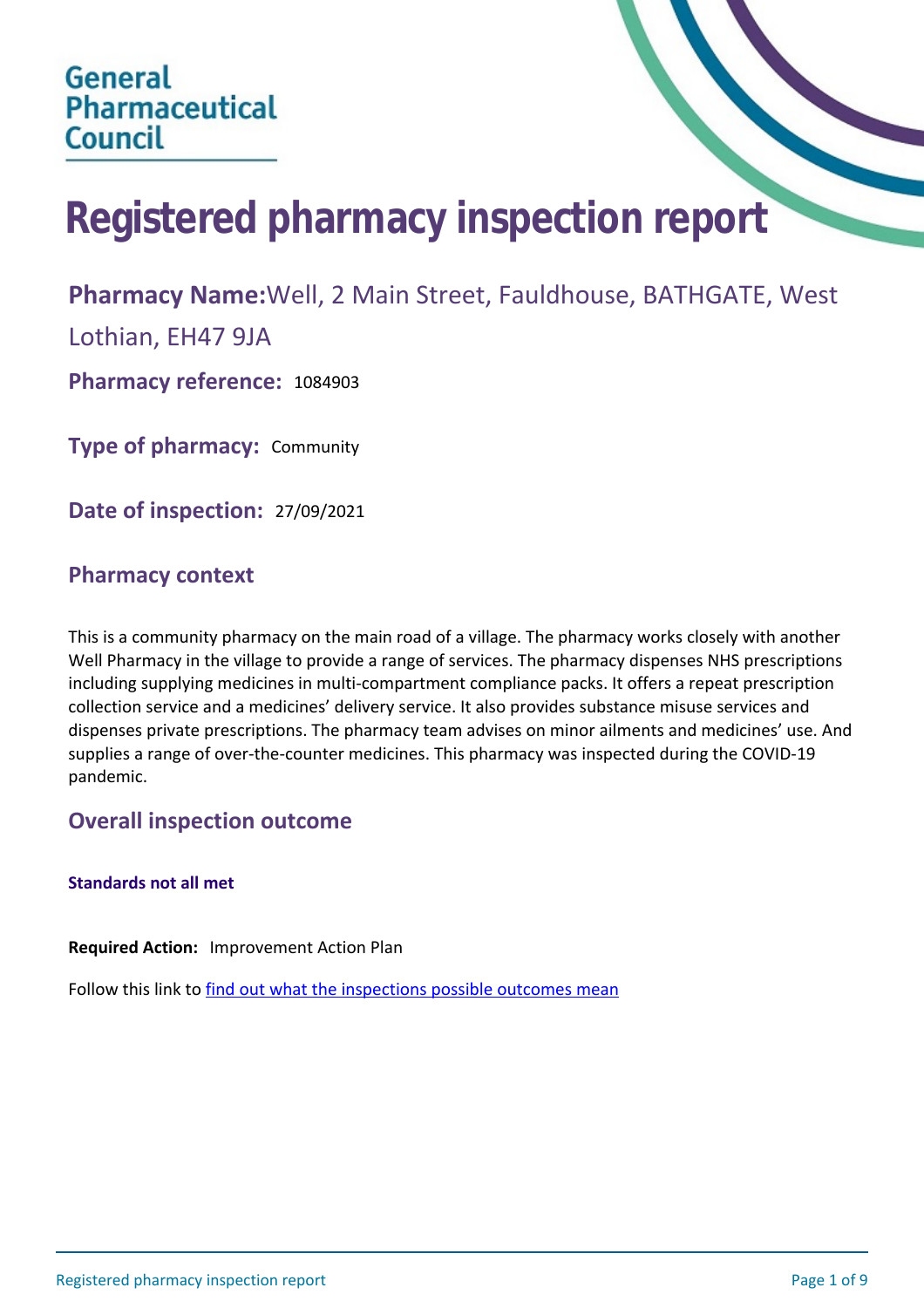General Pharmaceutical Council

# Registered pharmacy inspection report

**Pharmacy Name:** Well, 2 Main Street, Fauldhouse, BATHGATE, West Lothian, EH47 9JA

**Pharmacy reference:** 1084903

**Type of pharmacy:** Community

**Date of inspection:** 27/09/2021

## Pharmacy context

This is a community pharmacy on the main road of a village. The pharmacy works closely with another Well Pharmacy in the village to provide a range of services. The pharmacy dispenses NHS prescriptions including supplying medicines in multi-compartment compliance packs. It offers a repeat prescription collection service and a medicines' delivery service. It also provides substance misuse services and dispenses private prescriptions. The pharmacy team advises on minor ailments and medicines' use. And supplies a range of over-the-counter medicines. This pharmacy was inspected during the COVID-19 pandemic.

## Overall inspection outcome

**Standards not all met**

**Required Action:** Improvement Action Plan

Follow this link to find out what the inspections possible outcomes mean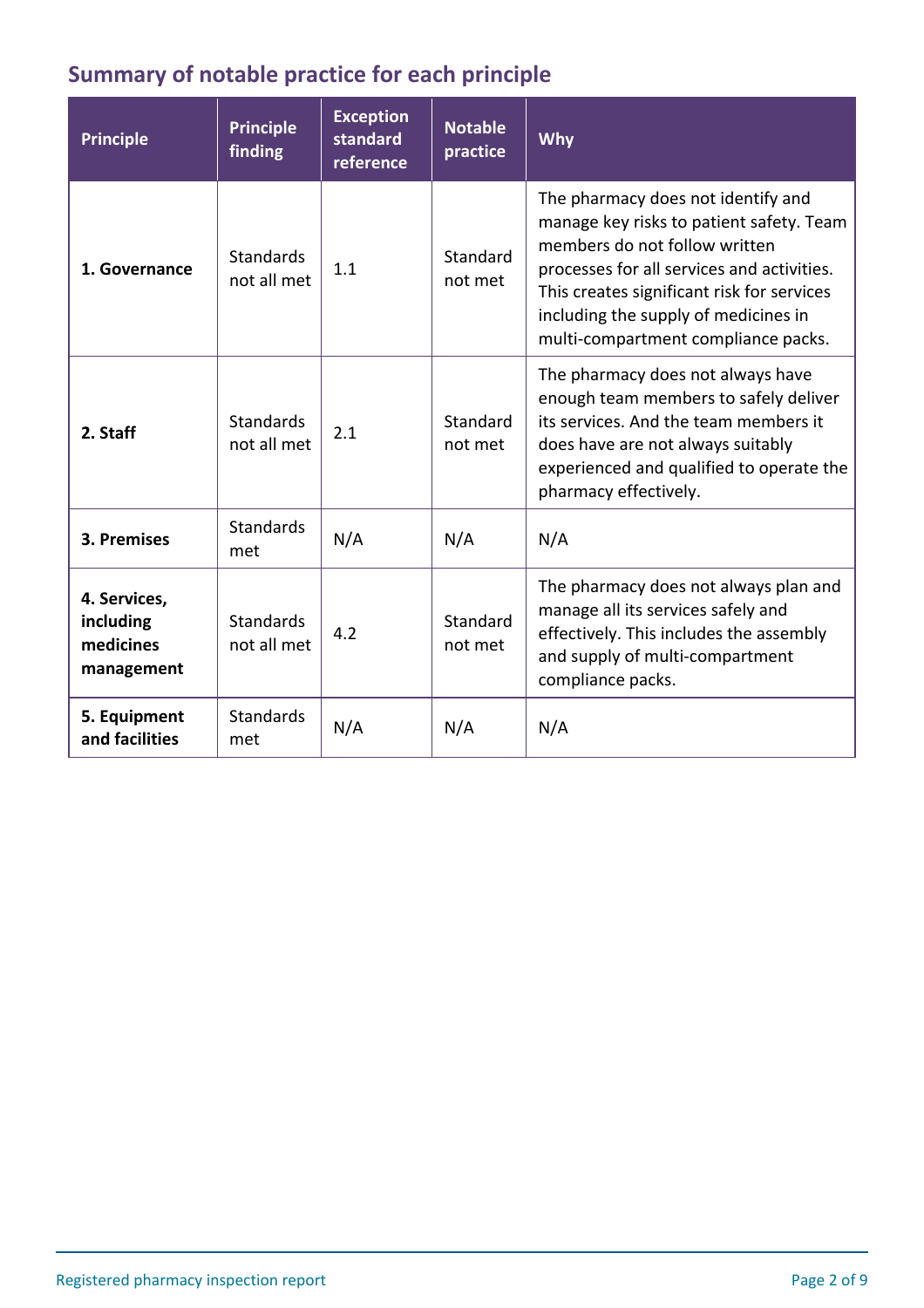## Summary of notable practice for each principle

| Principle | Principle finding | Exception standard reference | Notable practice | Why |
|---|---|---|---|---|
| **1. Governance** | Standards not all met | 1.1 | Standard not met | The pharmacy does not identify and manage key risks to patient safety. Team members do not follow written processes for all services and activities. This creates significant risk for services including the supply of medicines in multi-compartment compliance packs. |
| **2. Staff** | Standards not all met | 2.1 | Standard not met | The pharmacy does not always have enough team members to safely deliver its services. And the team members it does have are not always suitably experienced and qualified to operate the pharmacy effectively. |
| **3. Premises** | Standards met | N/A | N/A | N/A |
| **4. Services, including medicines management** | Standards not all met | 4.2 | Standard not met | The pharmacy does not always plan and manage all its services safely and effectively. This includes the assembly and supply of multi-compartment compliance packs. |
| **5. Equipment and facilities** | Standards met | N/A | N/A | N/A |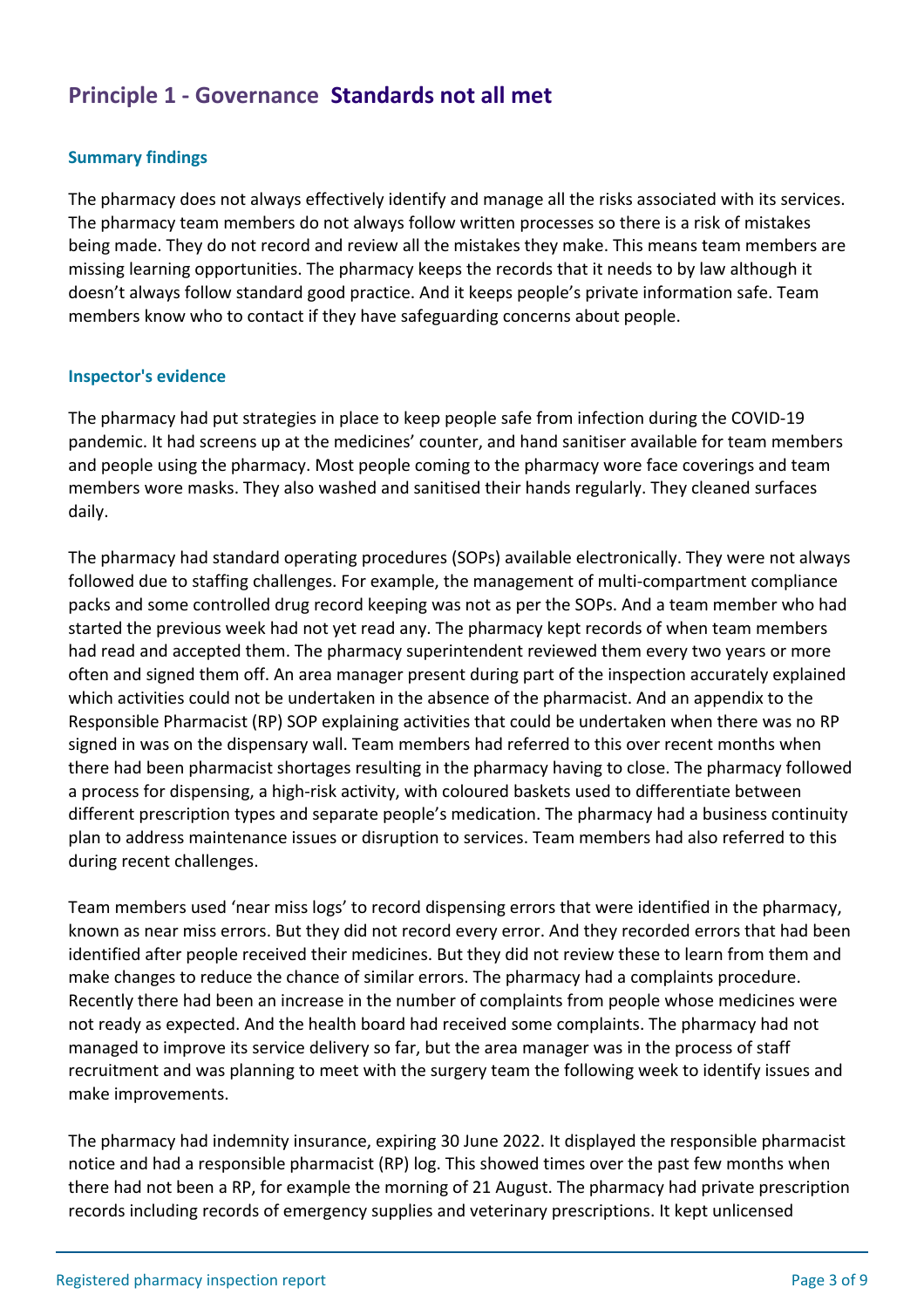## Principle 1 - Governance **Standards not all met**

### Summary findings

The pharmacy does not always effectively identify and manage all the risks associated with its services. The pharmacy team members do not always follow written processes so there is a risk of mistakes being made. They do not record and review all the mistakes they make. This means team members are missing learning opportunities. The pharmacy keeps the records that it needs to by law although it doesn't always follow standard good practice. And it keeps people's private information safe. Team members know who to contact if they have safeguarding concerns about people.

### Inspector's evidence

The pharmacy had put strategies in place to keep people safe from infection during the COVID-19 pandemic. It had screens up at the medicines' counter, and hand sanitiser available for team members and people using the pharmacy. Most people coming to the pharmacy wore face coverings and team members wore masks. They also washed and sanitised their hands regularly. They cleaned surfaces daily.

The pharmacy had standard operating procedures (SOPs) available electronically. They were not always followed due to staffing challenges. For example, the management of multi-compartment compliance packs and some controlled drug record keeping was not as per the SOPs. And a team member who had started the previous week had not yet read any. The pharmacy kept records of when team members had read and accepted them. The pharmacy superintendent reviewed them every two years or more often and signed them off. An area manager present during part of the inspection accurately explained which activities could not be undertaken in the absence of the pharmacist. And an appendix to the Responsible Pharmacist (RP) SOP explaining activities that could be undertaken when there was no RP signed in was on the dispensary wall. Team members had referred to this over recent months when there had been pharmacist shortages resulting in the pharmacy having to close. The pharmacy followed a process for dispensing, a high-risk activity, with coloured baskets used to differentiate between different prescription types and separate people's medication. The pharmacy had a business continuity plan to address maintenance issues or disruption to services. Team members had also referred to this during recent challenges.

Team members used 'near miss logs' to record dispensing errors that were identified in the pharmacy, known as near miss errors. But they did not record every error. And they recorded errors that had been identified after people received their medicines. But they did not review these to learn from them and make changes to reduce the chance of similar errors. The pharmacy had a complaints procedure. Recently there had been an increase in the number of complaints from people whose medicines were not ready as expected. And the health board had received some complaints. The pharmacy had not managed to improve its service delivery so far, but the area manager was in the process of staff recruitment and was planning to meet with the surgery team the following week to identify issues and make improvements.

The pharmacy had indemnity insurance, expiring 30 June 2022. It displayed the responsible pharmacist notice and had a responsible pharmacist (RP) log. This showed times over the past few months when there had not been a RP, for example the morning of 21 August. The pharmacy had private prescription records including records of emergency supplies and veterinary prescriptions. It kept unlicensed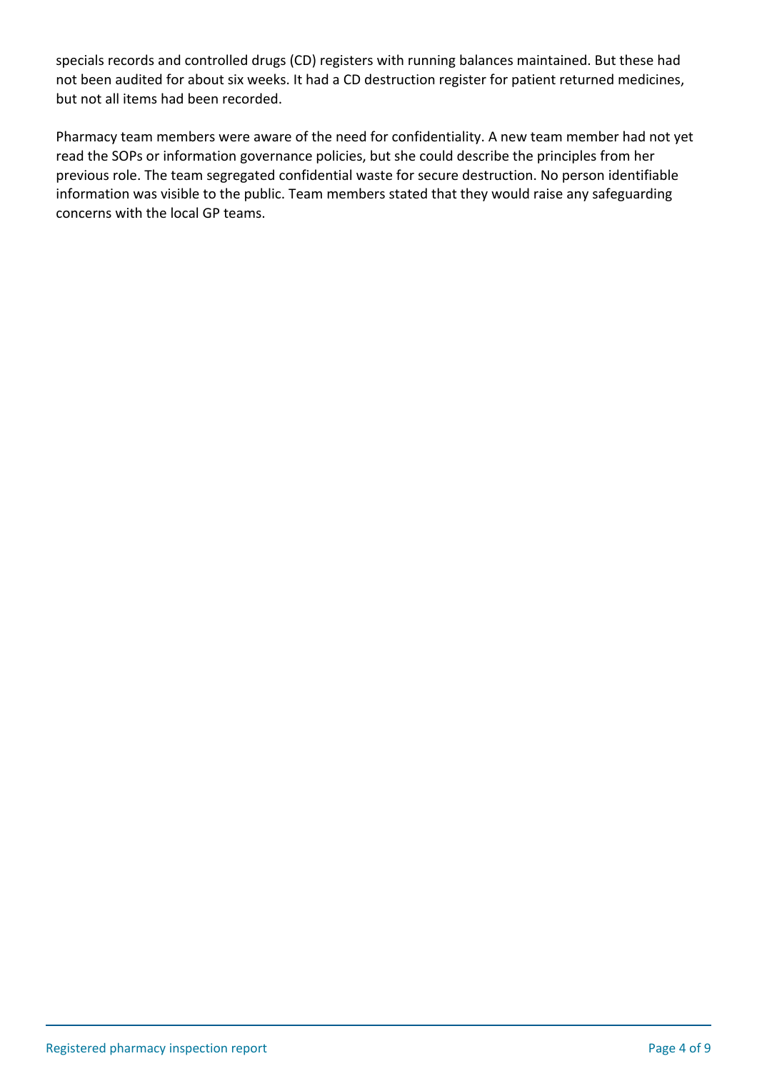specials records and controlled drugs (CD) registers with running balances maintained. But these had not been audited for about six weeks. It had a CD destruction register for patient returned medicines, but not all items had been recorded.

Pharmacy team members were aware of the need for confidentiality. A new team member had not yet read the SOPs or information governance policies, but she could describe the principles from her previous role. The team segregated confidential waste for secure destruction. No person identifiable information was visible to the public. Team members stated that they would raise any safeguarding concerns with the local GP teams.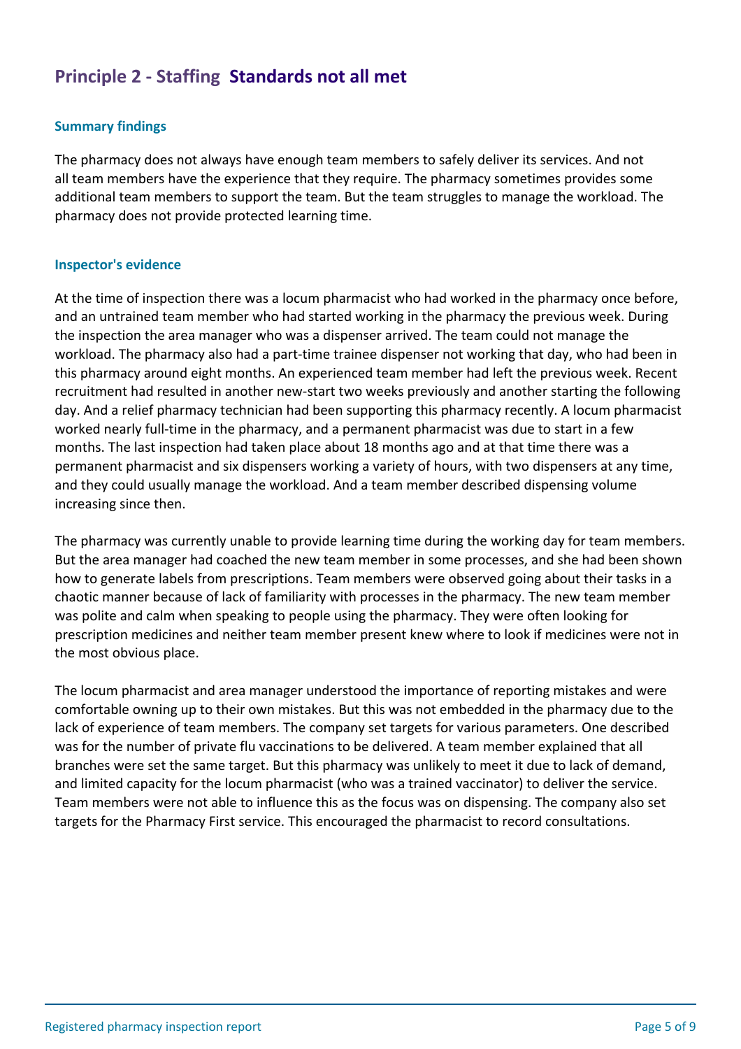## Principle 2 - Staffing Standards not all met

### Summary findings

The pharmacy does not always have enough team members to safely deliver its services. And not all team members have the experience that they require. The pharmacy sometimes provides some additional team members to support the team. But the team struggles to manage the workload. The pharmacy does not provide protected learning time.

### Inspector's evidence

At the time of inspection there was a locum pharmacist who had worked in the pharmacy once before, and an untrained team member who had started working in the pharmacy the previous week. During the inspection the area manager who was a dispenser arrived. The team could not manage the workload. The pharmacy also had a part-time trainee dispenser not working that day, who had been in this pharmacy around eight months. An experienced team member had left the previous week. Recent recruitment had resulted in another new-start two weeks previously and another starting the following day. And a relief pharmacy technician had been supporting this pharmacy recently. A locum pharmacist worked nearly full-time in the pharmacy, and a permanent pharmacist was due to start in a few months. The last inspection had taken place about 18 months ago and at that time there was a permanent pharmacist and six dispensers working a variety of hours, with two dispensers at any time, and they could usually manage the workload. And a team member described dispensing volume increasing since then.

The pharmacy was currently unable to provide learning time during the working day for team members. But the area manager had coached the new team member in some processes, and she had been shown how to generate labels from prescriptions. Team members were observed going about their tasks in a chaotic manner because of lack of familiarity with processes in the pharmacy. The new team member was polite and calm when speaking to people using the pharmacy. They were often looking for prescription medicines and neither team member present knew where to look if medicines were not in the most obvious place.

The locum pharmacist and area manager understood the importance of reporting mistakes and were comfortable owning up to their own mistakes. But this was not embedded in the pharmacy due to the lack of experience of team members. The company set targets for various parameters. One described was for the number of private flu vaccinations to be delivered. A team member explained that all branches were set the same target. But this pharmacy was unlikely to meet it due to lack of demand, and limited capacity for the locum pharmacist (who was a trained vaccinator) to deliver the service. Team members were not able to influence this as the focus was on dispensing. The company also set targets for the Pharmacy First service. This encouraged the pharmacist to record consultations.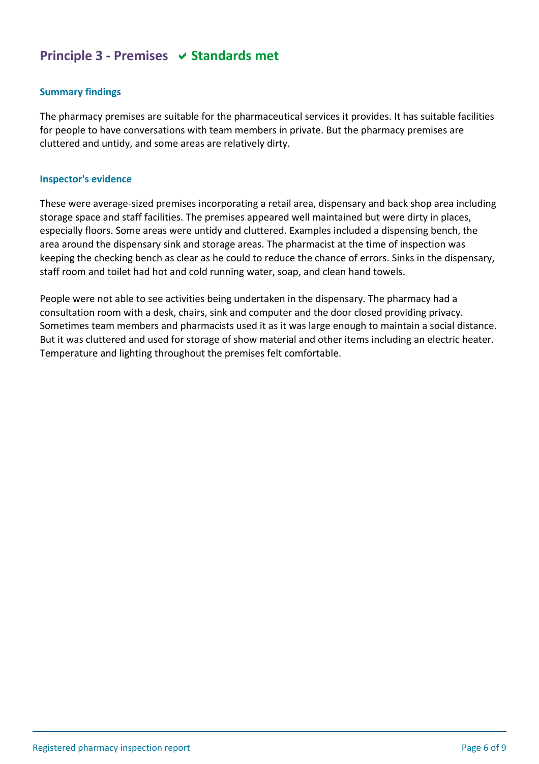## Principle 3 - Premises ✔ Standards met

### Summary findings

The pharmacy premises are suitable for the pharmaceutical services it provides. It has suitable facilities for people to have conversations with team members in private. But the pharmacy premises are cluttered and untidy, and some areas are relatively dirty.

### Inspector's evidence

These were average-sized premises incorporating a retail area, dispensary and back shop area including storage space and staff facilities. The premises appeared well maintained but were dirty in places, especially floors. Some areas were untidy and cluttered. Examples included a dispensing bench, the area around the dispensary sink and storage areas. The pharmacist at the time of inspection was keeping the checking bench as clear as he could to reduce the chance of errors. Sinks in the dispensary, staff room and toilet had hot and cold running water, soap, and clean hand towels.

People were not able to see activities being undertaken in the dispensary. The pharmacy had a consultation room with a desk, chairs, sink and computer and the door closed providing privacy. Sometimes team members and pharmacists used it as it was large enough to maintain a social distance. But it was cluttered and used for storage of show material and other items including an electric heater. Temperature and lighting throughout the premises felt comfortable.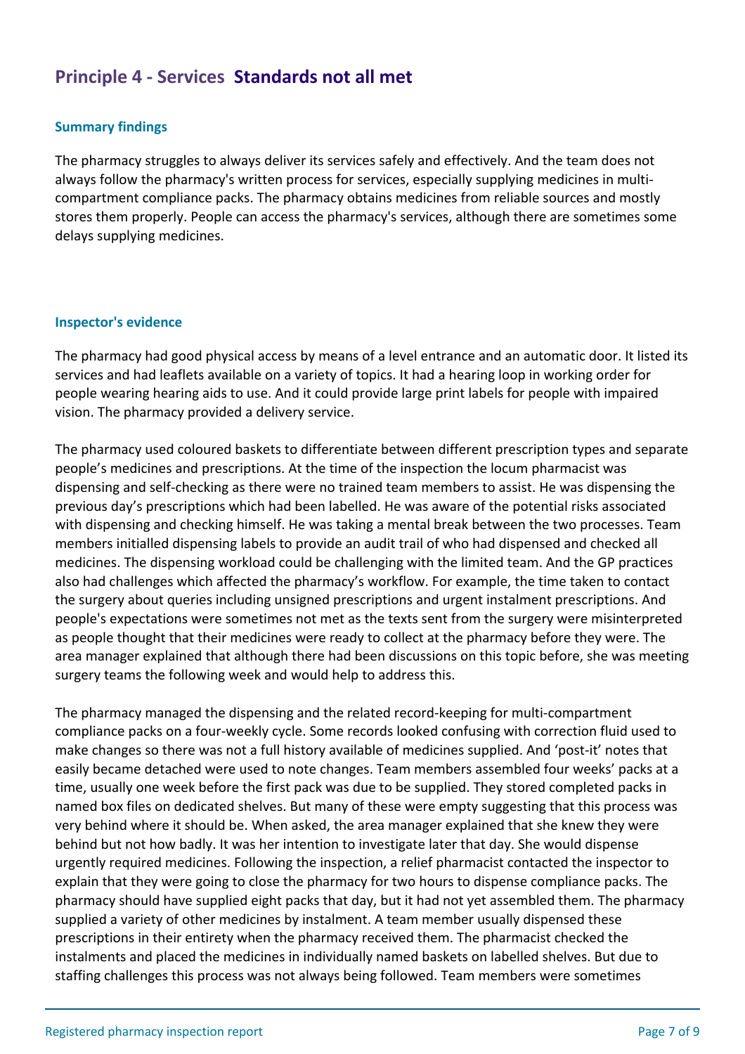## Principle 4 - Services **Standards not all met**

### Summary findings

The pharmacy struggles to always deliver its services safely and effectively. And the team does not always follow the pharmacy's written process for services, especially supplying medicines in multi-compartment compliance packs. The pharmacy obtains medicines from reliable sources and mostly stores them properly. People can access the pharmacy's services, although there are sometimes some delays supplying medicines.

### Inspector's evidence

The pharmacy had good physical access by means of a level entrance and an automatic door. It listed its services and had leaflets available on a variety of topics. It had a hearing loop in working order for people wearing hearing aids to use. And it could provide large print labels for people with impaired vision. The pharmacy provided a delivery service.

The pharmacy used coloured baskets to differentiate between different prescription types and separate people's medicines and prescriptions. At the time of the inspection the locum pharmacist was dispensing and self-checking as there were no trained team members to assist. He was dispensing the previous day's prescriptions which had been labelled. He was aware of the potential risks associated with dispensing and checking himself. He was taking a mental break between the two processes. Team members initialled dispensing labels to provide an audit trail of who had dispensed and checked all medicines. The dispensing workload could be challenging with the limited team. And the GP practices also had challenges which affected the pharmacy's workflow. For example, the time taken to contact the surgery about queries including unsigned prescriptions and urgent instalment prescriptions. And people's expectations were sometimes not met as the texts sent from the surgery were misinterpreted as people thought that their medicines were ready to collect at the pharmacy before they were. The area manager explained that although there had been discussions on this topic before, she was meeting surgery teams the following week and would help to address this.

The pharmacy managed the dispensing and the related record-keeping for multi-compartment compliance packs on a four-weekly cycle. Some records looked confusing with correction fluid used to make changes so there was not a full history available of medicines supplied. And 'post-it' notes that easily became detached were used to note changes. Team members assembled four weeks' packs at a time, usually one week before the first pack was due to be supplied. They stored completed packs in named box files on dedicated shelves. But many of these were empty suggesting that this process was very behind where it should be. When asked, the area manager explained that she knew they were behind but not how badly. It was her intention to investigate later that day. She would dispense urgently required medicines. Following the inspection, a relief pharmacist contacted the inspector to explain that they were going to close the pharmacy for two hours to dispense compliance packs. The pharmacy should have supplied eight packs that day, but it had not yet assembled them. The pharmacy supplied a variety of other medicines by instalment. A team member usually dispensed these prescriptions in their entirety when the pharmacy received them. The pharmacist checked the instalments and placed the medicines in individually named baskets on labelled shelves. But due to staffing challenges this process was not always being followed. Team members were sometimes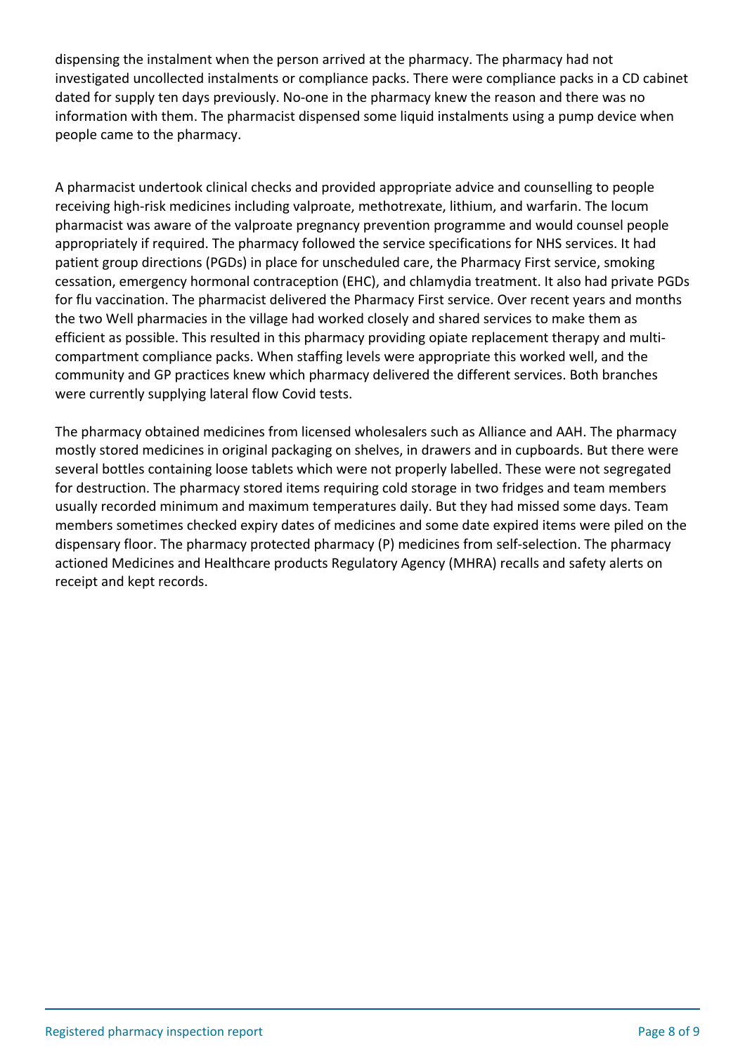dispensing the instalment when the person arrived at the pharmacy. The pharmacy had not investigated uncollected instalments or compliance packs. There were compliance packs in a CD cabinet dated for supply ten days previously. No-one in the pharmacy knew the reason and there was no information with them. The pharmacist dispensed some liquid instalments using a pump device when people came to the pharmacy.

A pharmacist undertook clinical checks and provided appropriate advice and counselling to people receiving high-risk medicines including valproate, methotrexate, lithium, and warfarin. The locum pharmacist was aware of the valproate pregnancy prevention programme and would counsel people appropriately if required. The pharmacy followed the service specifications for NHS services. It had patient group directions (PGDs) in place for unscheduled care, the Pharmacy First service, smoking cessation, emergency hormonal contraception (EHC), and chlamydia treatment. It also had private PGDs for flu vaccination. The pharmacist delivered the Pharmacy First service. Over recent years and months the two Well pharmacies in the village had worked closely and shared services to make them as efficient as possible. This resulted in this pharmacy providing opiate replacement therapy and multi-compartment compliance packs. When staffing levels were appropriate this worked well, and the community and GP practices knew which pharmacy delivered the different services. Both branches were currently supplying lateral flow Covid tests.

The pharmacy obtained medicines from licensed wholesalers such as Alliance and AAH. The pharmacy mostly stored medicines in original packaging on shelves, in drawers and in cupboards. But there were several bottles containing loose tablets which were not properly labelled. These were not segregated for destruction. The pharmacy stored items requiring cold storage in two fridges and team members usually recorded minimum and maximum temperatures daily. But they had missed some days. Team members sometimes checked expiry dates of medicines and some date expired items were piled on the dispensary floor. The pharmacy protected pharmacy (P) medicines from self-selection. The pharmacy actioned Medicines and Healthcare products Regulatory Agency (MHRA) recalls and safety alerts on receipt and kept records.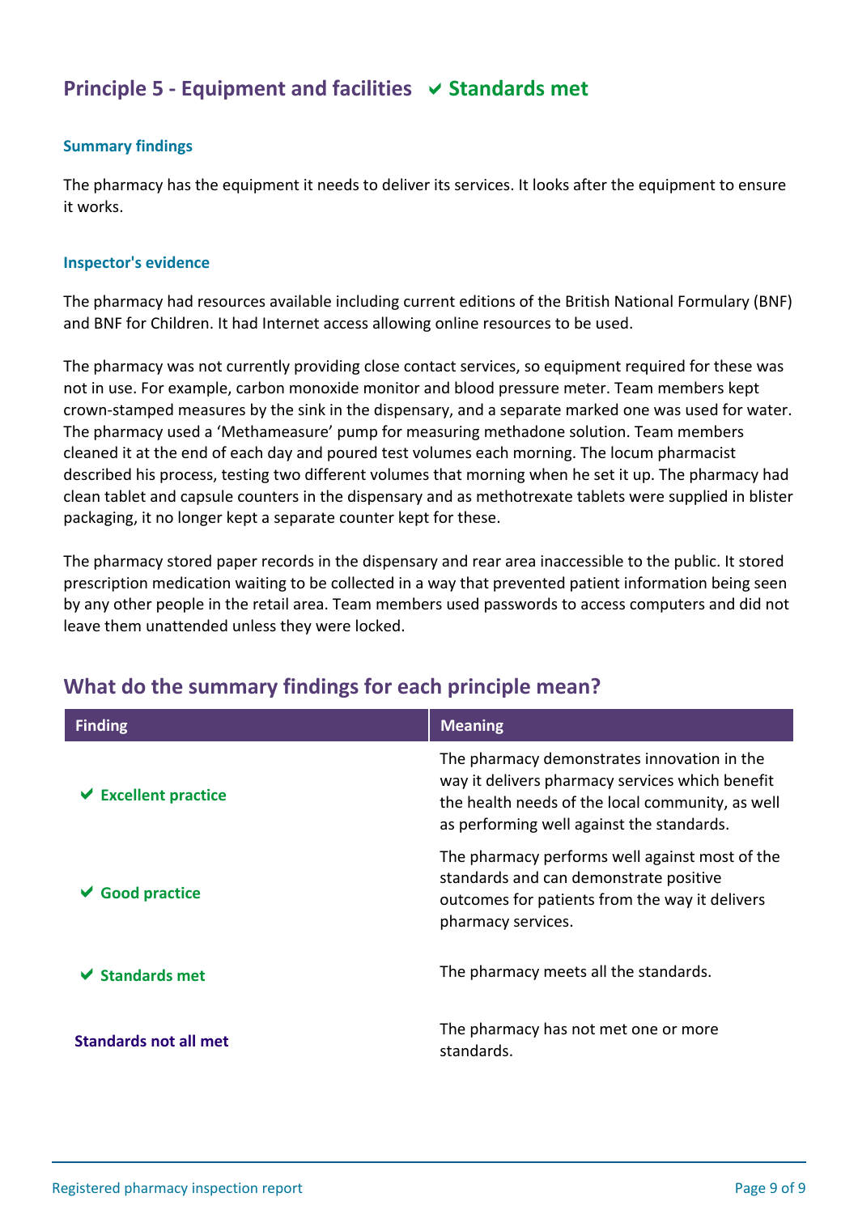## Principle 5 - Equipment and facilities ✔ Standards met

### Summary findings

The pharmacy has the equipment it needs to deliver its services. It looks after the equipment to ensure it works.

### Inspector's evidence

The pharmacy had resources available including current editions of the British National Formulary (BNF) and BNF for Children. It had Internet access allowing online resources to be used.

The pharmacy was not currently providing close contact services, so equipment required for these was not in use. For example, carbon monoxide monitor and blood pressure meter. Team members kept crown-stamped measures by the sink in the dispensary, and a separate marked one was used for water. The pharmacy used a 'Methameasure' pump for measuring methadone solution. Team members cleaned it at the end of each day and poured test volumes each morning. The locum pharmacist described his process, testing two different volumes that morning when he set it up. The pharmacy had clean tablet and capsule counters in the dispensary and as methotrexate tablets were supplied in blister packaging, it no longer kept a separate counter kept for these.

The pharmacy stored paper records in the dispensary and rear area inaccessible to the public. It stored prescription medication waiting to be collected in a way that prevented patient information being seen by any other people in the retail area. Team members used passwords to access computers and did not leave them unattended unless they were locked.

## What do the summary findings for each principle mean?

| Finding | Meaning |
| --- | --- |
| ✔ Excellent practice | The pharmacy demonstrates innovation in the way it delivers pharmacy services which benefit the health needs of the local community, as well as performing well against the standards. |
| ✔ Good practice | The pharmacy performs well against most of the standards and can demonstrate positive outcomes for patients from the way it delivers pharmacy services. |
| ✔ Standards met | The pharmacy meets all the standards. |
| Standards not all met | The pharmacy has not met one or more standards. |